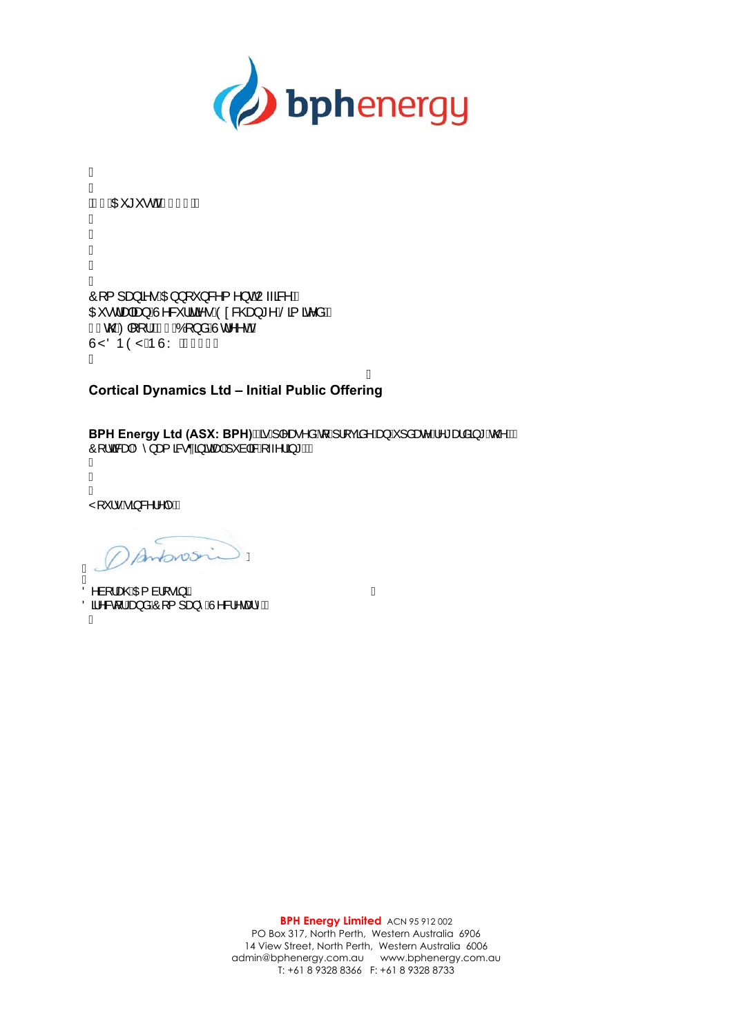August

Companies Announcements Office
Australian Securities Exchange Limited
st Floor Bridge Street
SYDNEY NSW

**Cortical Dynamics Ltd – Initial Public Offering**

**BPH Energy Ltd (ASX: BPH)** is pleased to provide an update regarding the Cortical Dynamics' initial public offering

Yours sincerely

Deborah Ambrosini
Director and Company Secretary

**BPH Energy Limited** ACN 95 912 002
PO Box 317, North Perth, Western Australia 6906
14 View Street, North Perth, Western Australia 6006
admin@bphenergy.com.au www.bphenergy.com.au
T: +61 8 9328 8366 F: +61 8 9328 8733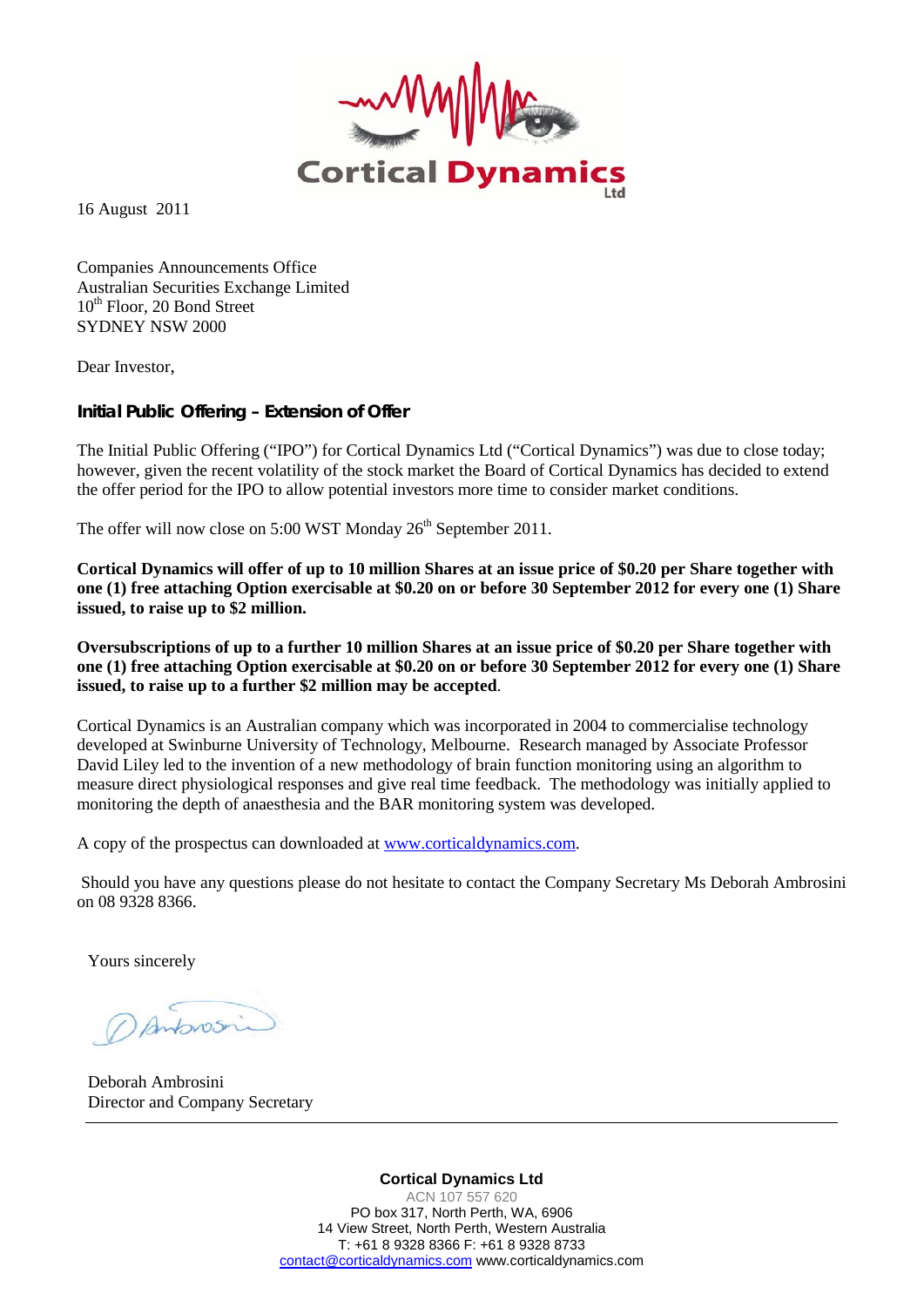Cortical Dynamics Ltd

16 August 2011

Companies Announcements Office
Australian Securities Exchange Limited
10th Floor, 20 Bond Street
SYDNEY NSW 2000

Dear Investor,

**Initial Public Offering – Extension of Offer**

The Initial Public Offering ("IPO") for Cortical Dynamics Ltd ("Cortical Dynamics") was due to close today; however, given the recent volatility of the stock market the Board of Cortical Dynamics has decided to extend the offer period for the IPO to allow potential investors more time to consider market conditions.

The offer will now close on 5:00 WST Monday 26th September 2011.

**Cortical Dynamics will offer of up to 10 million Shares at an issue price of $0.20 per Share together with one (1) free attaching Option exercisable at $0.20 on or before 30 September 2012 for every one (1) Share issued, to raise up to $2 million.**

**Oversubscriptions of up to a further 10 million Shares at an issue price of $0.20 per Share together with one (1) free attaching Option exercisable at $0.20 on or before 30 September 2012 for every one (1) Share issued, to raise up to a further $2 million may be accepted**.

Cortical Dynamics is an Australian company which was incorporated in 2004 to commercialise technology developed at Swinburne University of Technology, Melbourne. Research managed by Associate Professor David Liley led to the invention of a new methodology of brain function monitoring using an algorithm to measure direct physiological responses and give real time feedback. The methodology was initially applied to monitoring the depth of anaesthesia and the BAR monitoring system was developed.

A copy of the prospectus can downloaded at www.corticaldynamics.com.

Should you have any questions please do not hesitate to contact the Company Secretary Ms Deborah Ambrosini on 08 9328 8366.

Yours sincerely

Deborah Ambrosini
Director and Company Secretary

---

**Cortical Dynamics Ltd**
ACN 107 557 620
PO box 317, North Perth, WA, 6906
14 View Street, North Perth, Western Australia
T: +61 8 9328 8366 F: +61 8 9328 8733
contact@corticaldynamics.com www.corticaldynamics.com